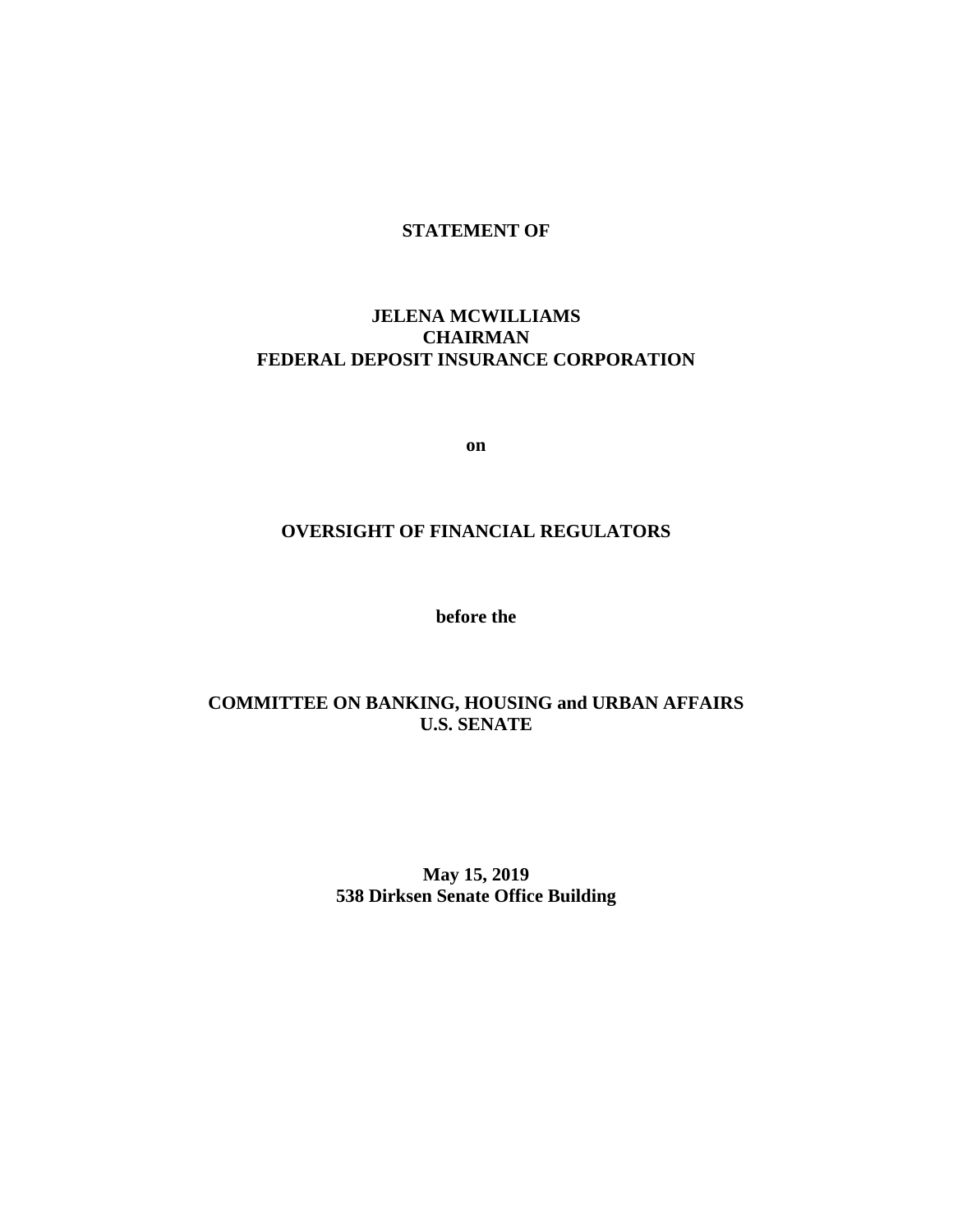**STATEMENT OF**

**JELENA MCWILLIAMS**
**CHAIRMAN**
**FEDERAL DEPOSIT INSURANCE CORPORATION**

**on**

**OVERSIGHT OF FINANCIAL REGULATORS**

**before the**

**COMMITTEE ON BANKING, HOUSING and URBAN AFFAIRS**
**U.S. SENATE**

**May 15, 2019**
**538 Dirksen Senate Office Building**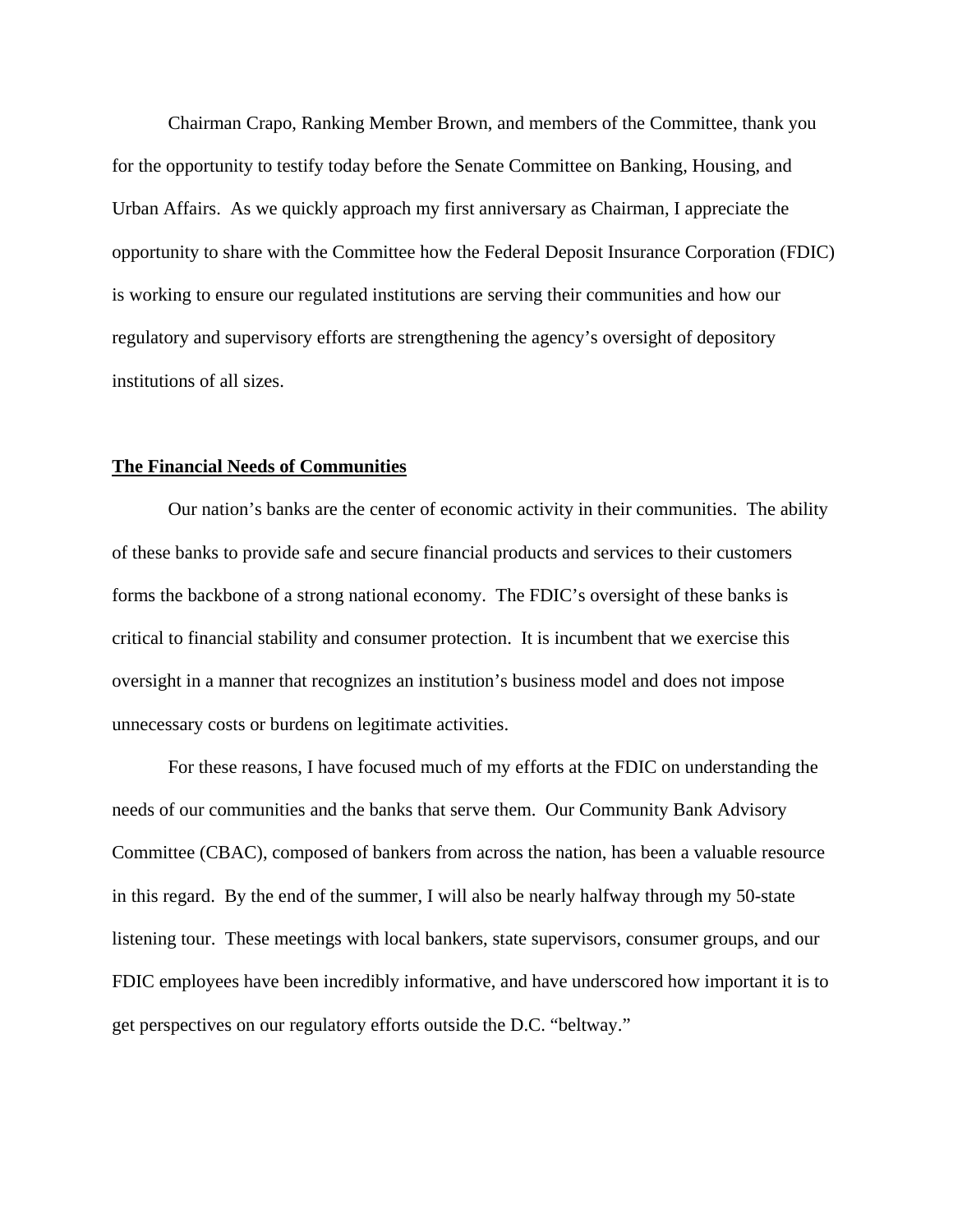Chairman Crapo, Ranking Member Brown, and members of the Committee, thank you for the opportunity to testify today before the Senate Committee on Banking, Housing, and Urban Affairs. As we quickly approach my first anniversary as Chairman, I appreciate the opportunity to share with the Committee how the Federal Deposit Insurance Corporation (FDIC) is working to ensure our regulated institutions are serving their communities and how our regulatory and supervisory efforts are strengthening the agency's oversight of depository institutions of all sizes.

## The Financial Needs of Communities

Our nation's banks are the center of economic activity in their communities. The ability of these banks to provide safe and secure financial products and services to their customers forms the backbone of a strong national economy. The FDIC's oversight of these banks is critical to financial stability and consumer protection. It is incumbent that we exercise this oversight in a manner that recognizes an institution's business model and does not impose unnecessary costs or burdens on legitimate activities.

For these reasons, I have focused much of my efforts at the FDIC on understanding the needs of our communities and the banks that serve them. Our Community Bank Advisory Committee (CBAC), composed of bankers from across the nation, has been a valuable resource in this regard. By the end of the summer, I will also be nearly halfway through my 50-state listening tour. These meetings with local bankers, state supervisors, consumer groups, and our FDIC employees have been incredibly informative, and have underscored how important it is to get perspectives on our regulatory efforts outside the D.C. "beltway."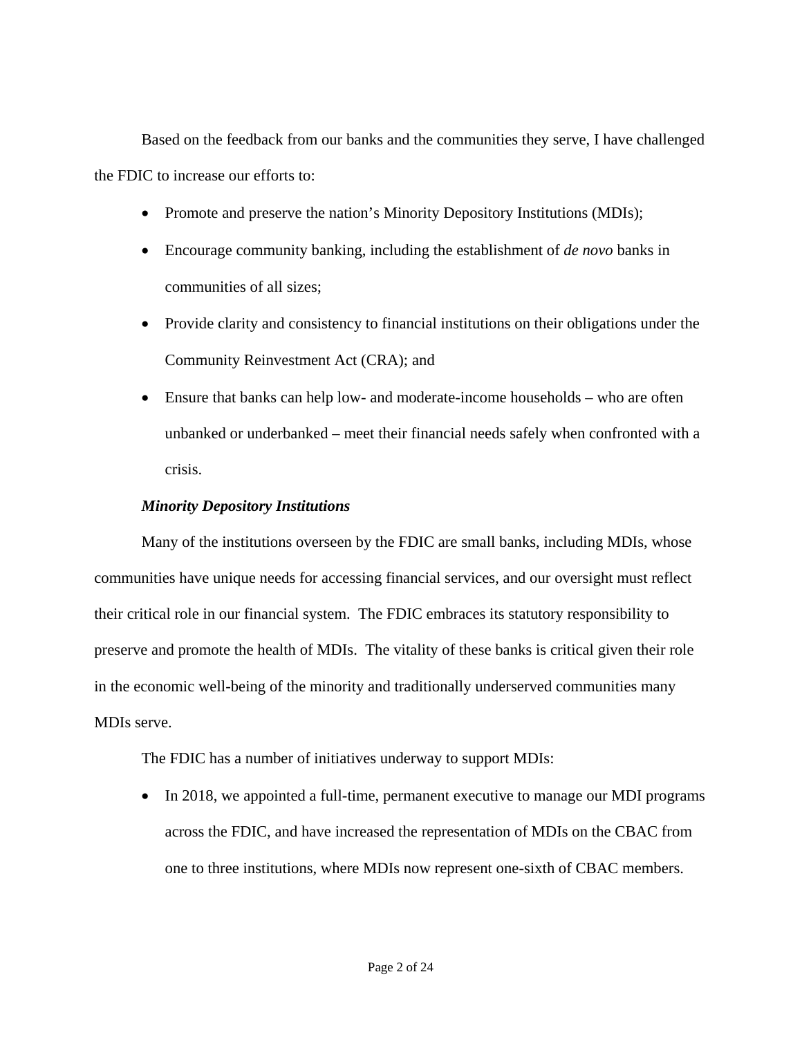Based on the feedback from our banks and the communities they serve, I have challenged the FDIC to increase our efforts to:

- Promote and preserve the nation's Minority Depository Institutions (MDIs);
- Encourage community banking, including the establishment of *de novo* banks in communities of all sizes;
- Provide clarity and consistency to financial institutions on their obligations under the Community Reinvestment Act (CRA); and
- Ensure that banks can help low- and moderate-income households – who are often unbanked or underbanked – meet their financial needs safely when confronted with a crisis.

***Minority Depository Institutions***

Many of the institutions overseen by the FDIC are small banks, including MDIs, whose communities have unique needs for accessing financial services, and our oversight must reflect their critical role in our financial system. The FDIC embraces its statutory responsibility to preserve and promote the health of MDIs. The vitality of these banks is critical given their role in the economic well-being of the minority and traditionally underserved communities many MDIs serve.

The FDIC has a number of initiatives underway to support MDIs:

- In 2018, we appointed a full-time, permanent executive to manage our MDI programs across the FDIC, and have increased the representation of MDIs on the CBAC from one to three institutions, where MDIs now represent one-sixth of CBAC members.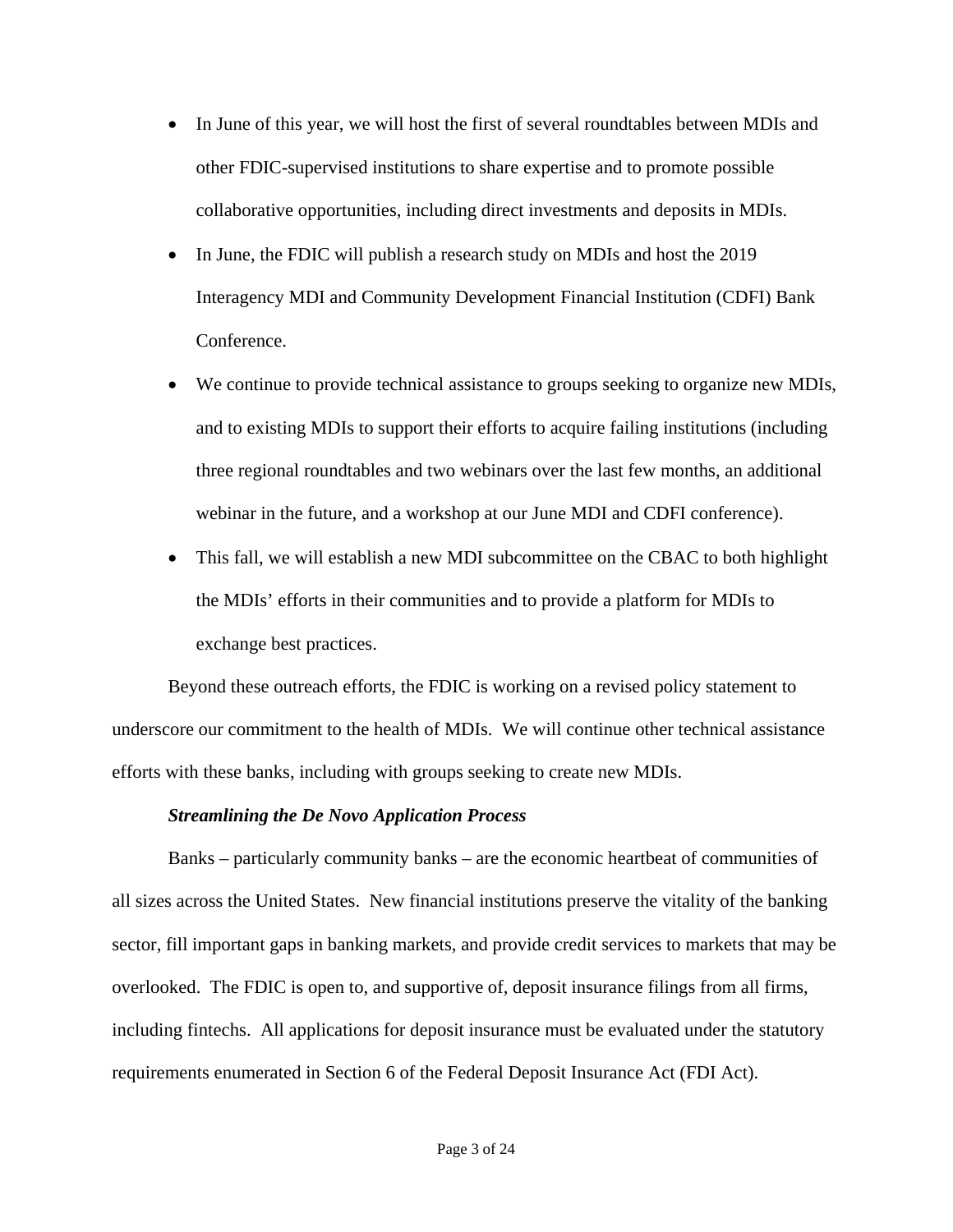- In June of this year, we will host the first of several roundtables between MDIs and other FDIC-supervised institutions to share expertise and to promote possible collaborative opportunities, including direct investments and deposits in MDIs.
- In June, the FDIC will publish a research study on MDIs and host the 2019 Interagency MDI and Community Development Financial Institution (CDFI) Bank Conference.
- We continue to provide technical assistance to groups seeking to organize new MDIs, and to existing MDIs to support their efforts to acquire failing institutions (including three regional roundtables and two webinars over the last few months, an additional webinar in the future, and a workshop at our June MDI and CDFI conference).
- This fall, we will establish a new MDI subcommittee on the CBAC to both highlight the MDIs' efforts in their communities and to provide a platform for MDIs to exchange best practices.

Beyond these outreach efforts, the FDIC is working on a revised policy statement to underscore our commitment to the health of MDIs. We will continue other technical assistance efforts with these banks, including with groups seeking to create new MDIs.

***Streamlining the De Novo Application Process***

Banks – particularly community banks – are the economic heartbeat of communities of all sizes across the United States. New financial institutions preserve the vitality of the banking sector, fill important gaps in banking markets, and provide credit services to markets that may be overlooked. The FDIC is open to, and supportive of, deposit insurance filings from all firms, including fintechs. All applications for deposit insurance must be evaluated under the statutory requirements enumerated in Section 6 of the Federal Deposit Insurance Act (FDI Act).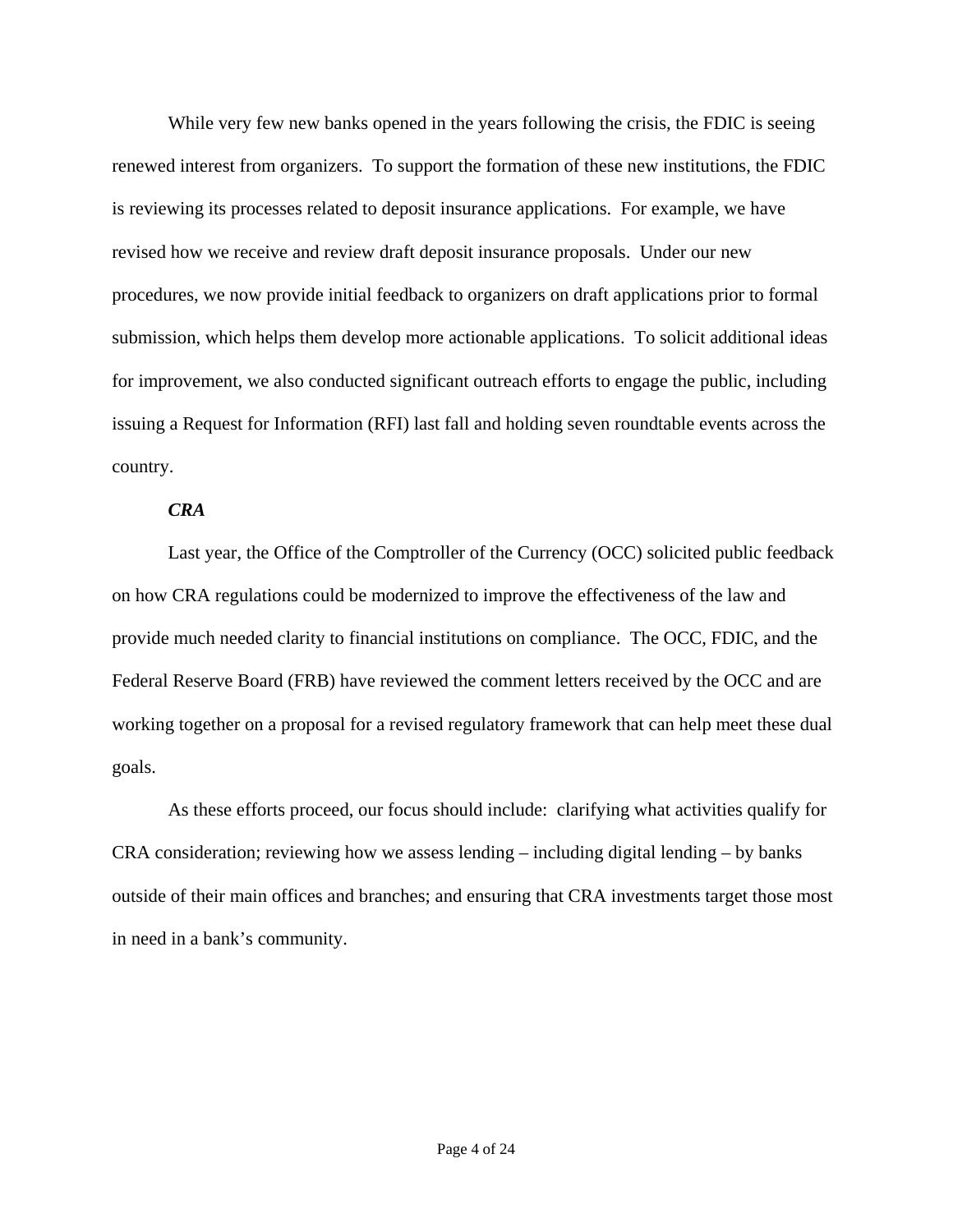While very few new banks opened in the years following the crisis, the FDIC is seeing renewed interest from organizers. To support the formation of these new institutions, the FDIC is reviewing its processes related to deposit insurance applications. For example, we have revised how we receive and review draft deposit insurance proposals. Under our new procedures, we now provide initial feedback to organizers on draft applications prior to formal submission, which helps them develop more actionable applications. To solicit additional ideas for improvement, we also conducted significant outreach efforts to engage the public, including issuing a Request for Information (RFI) last fall and holding seven roundtable events across the country.

***CRA***

Last year, the Office of the Comptroller of the Currency (OCC) solicited public feedback on how CRA regulations could be modernized to improve the effectiveness of the law and provide much needed clarity to financial institutions on compliance. The OCC, FDIC, and the Federal Reserve Board (FRB) have reviewed the comment letters received by the OCC and are working together on a proposal for a revised regulatory framework that can help meet these dual goals.

As these efforts proceed, our focus should include: clarifying what activities qualify for CRA consideration; reviewing how we assess lending – including digital lending – by banks outside of their main offices and branches; and ensuring that CRA investments target those most in need in a bank's community.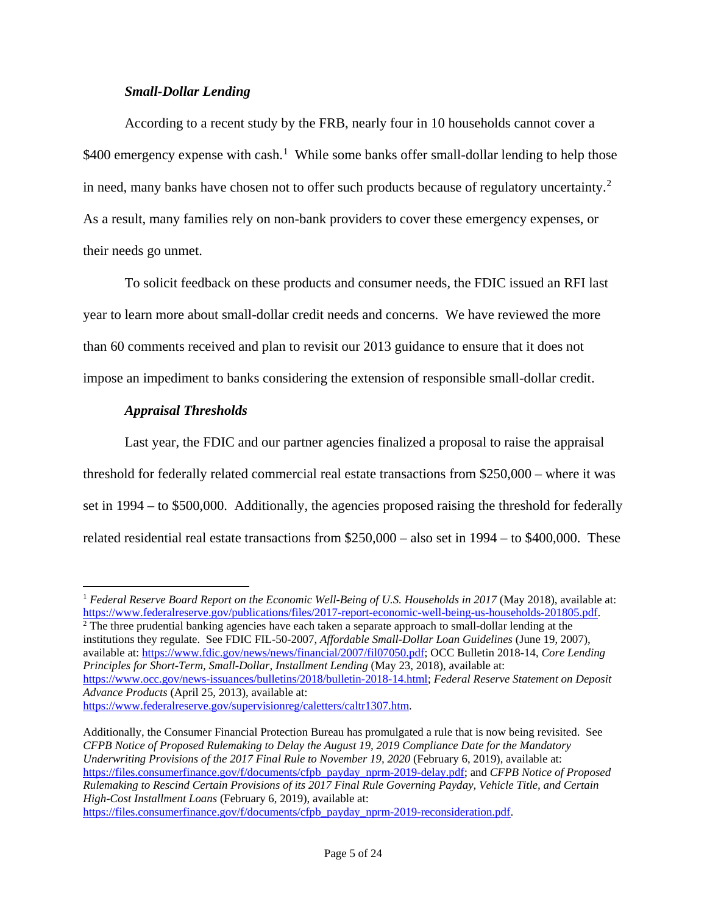### *Small-Dollar Lending*

According to a recent study by the FRB, nearly four in 10 households cannot cover a $400 emergency expense with cash.[1] While some banks offer small-dollar lending to help those in need, many banks have chosen not to offer such products because of regulatory uncertainty.[2] As a result, many families rely on non-bank providers to cover these emergency expenses, or their needs go unmet.

To solicit feedback on these products and consumer needs, the FDIC issued an RFI last year to learn more about small-dollar credit needs and concerns. We have reviewed the more than 60 comments received and plan to revisit our 2013 guidance to ensure that it does not impose an impediment to banks considering the extension of responsible small-dollar credit.

### *Appraisal Thresholds*

Last year, the FDIC and our partner agencies finalized a proposal to raise the appraisal threshold for federally related commercial real estate transactions from $250,000 – where it was set in 1994 – to $500,000. Additionally, the agencies proposed raising the threshold for federally related residential real estate transactions from $250,000 – also set in 1994 – to $400,000. These

---

[1] *Federal Reserve Board Report on the Economic Well-Being of U.S. Households in 2017* (May 2018), available at: https://www.federalreserve.gov/publications/files/2017-report-economic-well-being-us-households-201805.pdf.

[2] The three prudential banking agencies have each taken a separate approach to small-dollar lending at the institutions they regulate. See FDIC FIL-50-2007, *Affordable Small-Dollar Loan Guidelines* (June 19, 2007), available at: https://www.fdic.gov/news/news/financial/2007/fil07050.pdf; OCC Bulletin 2018-14, *Core Lending Principles for Short-Term, Small-Dollar, Installment Lending* (May 23, 2018), available at: https://www.occ.gov/news-issuances/bulletins/2018/bulletin-2018-14.html; *Federal Reserve Statement on Deposit Advance Products* (April 25, 2013), available at: https://www.federalreserve.gov/supervisionreg/caletters/caltr1307.htm.

Additionally, the Consumer Financial Protection Bureau has promulgated a rule that is now being revisited. See *CFPB Notice of Proposed Rulemaking to Delay the August 19, 2019 Compliance Date for the Mandatory Underwriting Provisions of the 2017 Final Rule to November 19, 2020* (February 6, 2019), available at: https://files.consumerfinance.gov/f/documents/cfpb_payday_nprm-2019-delay.pdf; and *CFPB Notice of Proposed Rulemaking to Rescind Certain Provisions of its 2017 Final Rule Governing Payday, Vehicle Title, and Certain High-Cost Installment Loans* (February 6, 2019), available at: https://files.consumerfinance.gov/f/documents/cfpb_payday_nprm-2019-reconsideration.pdf.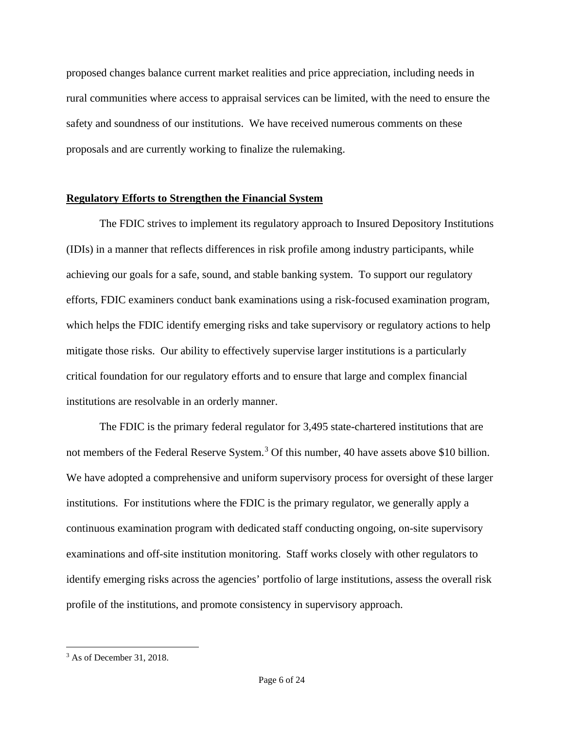proposed changes balance current market realities and price appreciation, including needs in rural communities where access to appraisal services can be limited, with the need to ensure the safety and soundness of our institutions. We have received numerous comments on these proposals and are currently working to finalize the rulemaking.

## Regulatory Efforts to Strengthen the Financial System

The FDIC strives to implement its regulatory approach to Insured Depository Institutions (IDIs) in a manner that reflects differences in risk profile among industry participants, while achieving our goals for a safe, sound, and stable banking system. To support our regulatory efforts, FDIC examiners conduct bank examinations using a risk-focused examination program, which helps the FDIC identify emerging risks and take supervisory or regulatory actions to help mitigate those risks. Our ability to effectively supervise larger institutions is a particularly critical foundation for our regulatory efforts and to ensure that large and complex financial institutions are resolvable in an orderly manner.

The FDIC is the primary federal regulator for 3,495 state-chartered institutions that are not members of the Federal Reserve System.[3] Of this number, 40 have assets above $10 billion. We have adopted a comprehensive and uniform supervisory process for oversight of these larger institutions. For institutions where the FDIC is the primary regulator, we generally apply a continuous examination program with dedicated staff conducting ongoing, on-site supervisory examinations and off-site institution monitoring. Staff works closely with other regulators to identify emerging risks across the agencies' portfolio of large institutions, assess the overall risk profile of the institutions, and promote consistency in supervisory approach.

[3] As of December 31, 2018.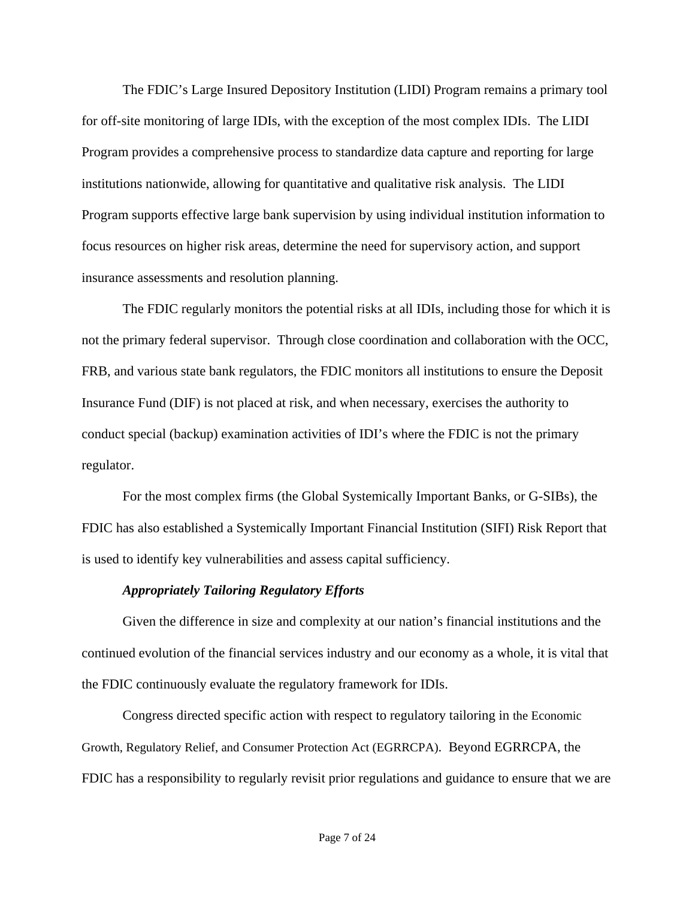The FDIC's Large Insured Depository Institution (LIDI) Program remains a primary tool for off-site monitoring of large IDIs, with the exception of the most complex IDIs. The LIDI Program provides a comprehensive process to standardize data capture and reporting for large institutions nationwide, allowing for quantitative and qualitative risk analysis. The LIDI Program supports effective large bank supervision by using individual institution information to focus resources on higher risk areas, determine the need for supervisory action, and support insurance assessments and resolution planning.

The FDIC regularly monitors the potential risks at all IDIs, including those for which it is not the primary federal supervisor. Through close coordination and collaboration with the OCC, FRB, and various state bank regulators, the FDIC monitors all institutions to ensure the Deposit Insurance Fund (DIF) is not placed at risk, and when necessary, exercises the authority to conduct special (backup) examination activities of IDI's where the FDIC is not the primary regulator.

For the most complex firms (the Global Systemically Important Banks, or G-SIBs), the FDIC has also established a Systemically Important Financial Institution (SIFI) Risk Report that is used to identify key vulnerabilities and assess capital sufficiency.

***Appropriately Tailoring Regulatory Efforts***

Given the difference in size and complexity at our nation's financial institutions and the continued evolution of the financial services industry and our economy as a whole, it is vital that the FDIC continuously evaluate the regulatory framework for IDIs.

Congress directed specific action with respect to regulatory tailoring in the Economic Growth, Regulatory Relief, and Consumer Protection Act (EGRRCPA). Beyond EGRRCPA, the FDIC has a responsibility to regularly revisit prior regulations and guidance to ensure that we are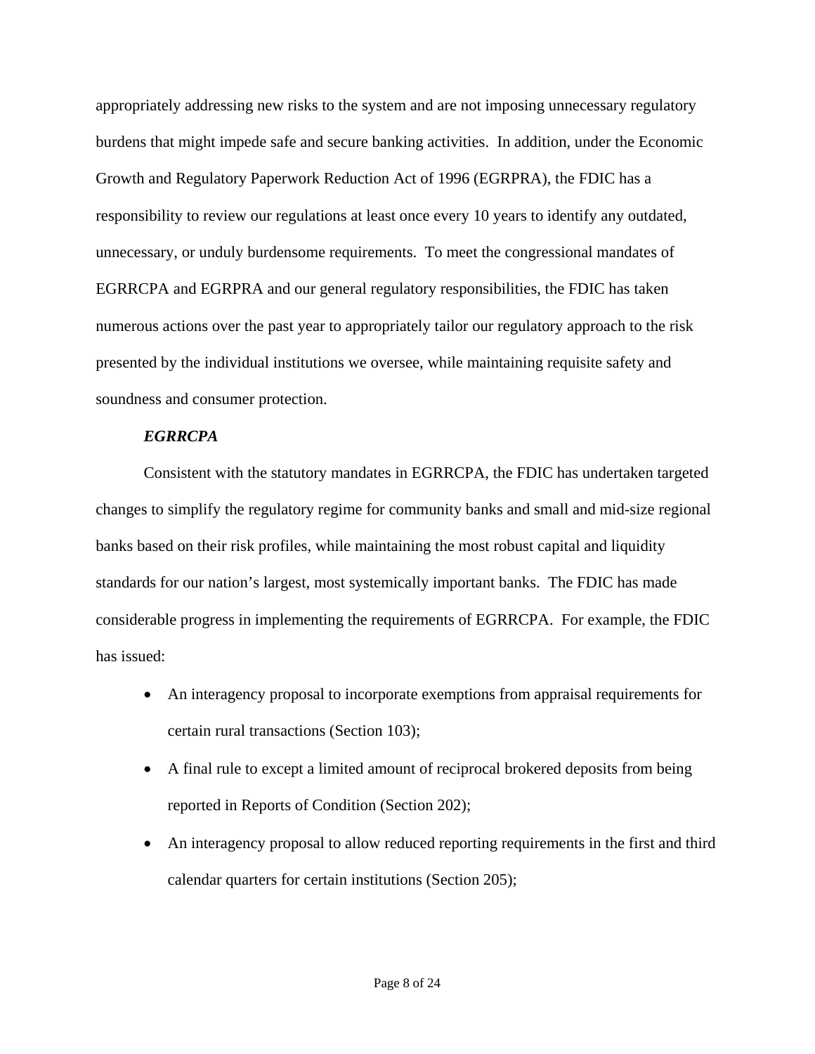appropriately addressing new risks to the system and are not imposing unnecessary regulatory burdens that might impede safe and secure banking activities. In addition, under the Economic Growth and Regulatory Paperwork Reduction Act of 1996 (EGRPRA), the FDIC has a responsibility to review our regulations at least once every 10 years to identify any outdated, unnecessary, or unduly burdensome requirements. To meet the congressional mandates of EGRRCPA and EGRPRA and our general regulatory responsibilities, the FDIC has taken numerous actions over the past year to appropriately tailor our regulatory approach to the risk presented by the individual institutions we oversee, while maintaining requisite safety and soundness and consumer protection.

***EGRRCPA***

Consistent with the statutory mandates in EGRRCPA, the FDIC has undertaken targeted changes to simplify the regulatory regime for community banks and small and mid-size regional banks based on their risk profiles, while maintaining the most robust capital and liquidity standards for our nation's largest, most systemically important banks. The FDIC has made considerable progress in implementing the requirements of EGRRCPA. For example, the FDIC has issued:

- An interagency proposal to incorporate exemptions from appraisal requirements for certain rural transactions (Section 103);
- A final rule to except a limited amount of reciprocal brokered deposits from being reported in Reports of Condition (Section 202);
- An interagency proposal to allow reduced reporting requirements in the first and third calendar quarters for certain institutions (Section 205);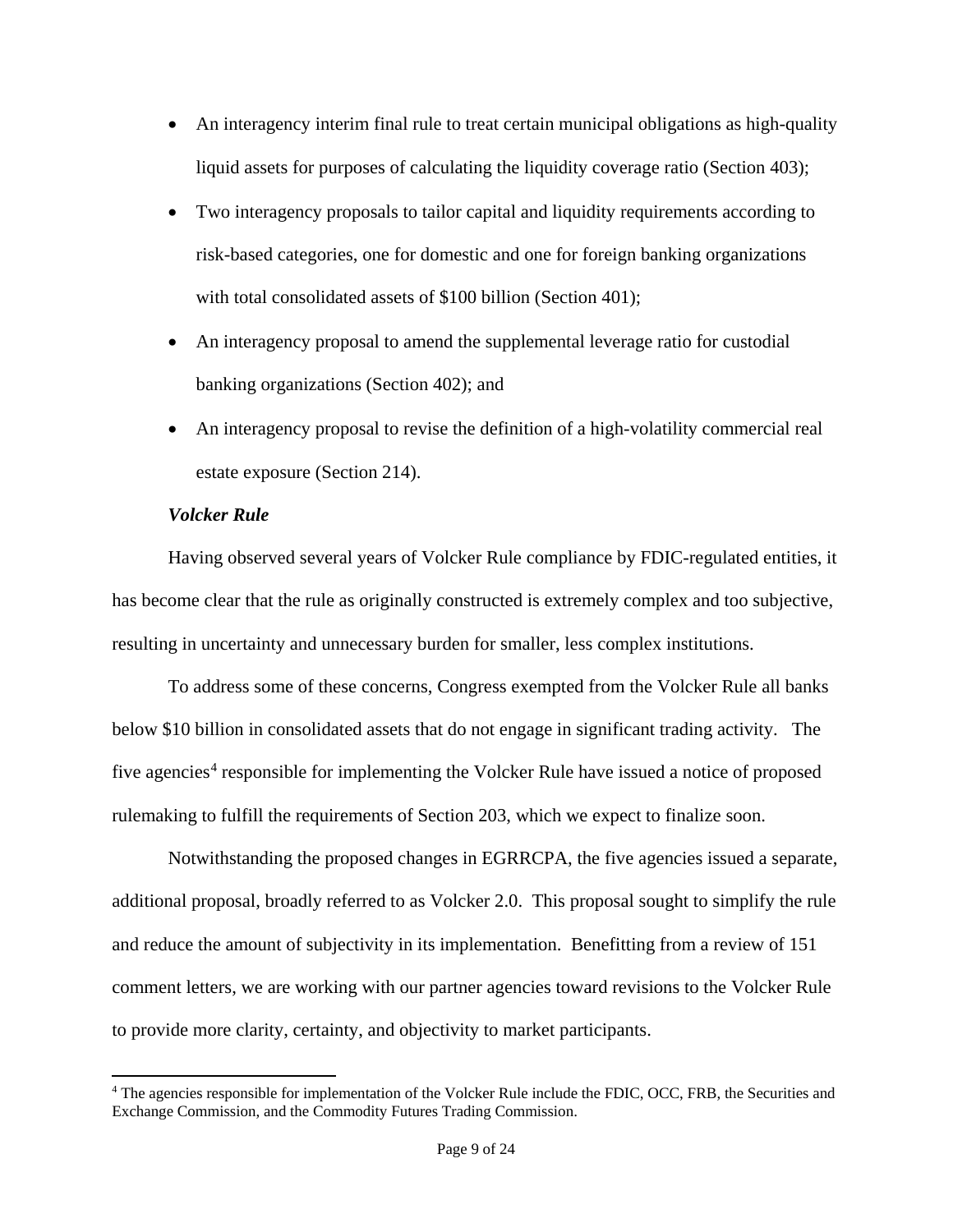- An interagency interim final rule to treat certain municipal obligations as high-quality liquid assets for purposes of calculating the liquidity coverage ratio (Section 403);
- Two interagency proposals to tailor capital and liquidity requirements according to risk-based categories, one for domestic and one for foreign banking organizations with total consolidated assets of $100 billion (Section 401);
- An interagency proposal to amend the supplemental leverage ratio for custodial banking organizations (Section 402); and
- An interagency proposal to revise the definition of a high-volatility commercial real estate exposure (Section 214).

***Volcker Rule***

Having observed several years of Volcker Rule compliance by FDIC-regulated entities, it has become clear that the rule as originally constructed is extremely complex and too subjective, resulting in uncertainty and unnecessary burden for smaller, less complex institutions.

To address some of these concerns, Congress exempted from the Volcker Rule all banks below $10 billion in consolidated assets that do not engage in significant trading activity. The five agencies[4] responsible for implementing the Volcker Rule have issued a notice of proposed rulemaking to fulfill the requirements of Section 203, which we expect to finalize soon.

Notwithstanding the proposed changes in EGRRCPA, the five agencies issued a separate, additional proposal, broadly referred to as Volcker 2.0. This proposal sought to simplify the rule and reduce the amount of subjectivity in its implementation. Benefitting from a review of 151 comment letters, we are working with our partner agencies toward revisions to the Volcker Rule to provide more clarity, certainty, and objectivity to market participants.

[4] The agencies responsible for implementation of the Volcker Rule include the FDIC, OCC, FRB, the Securities and Exchange Commission, and the Commodity Futures Trading Commission.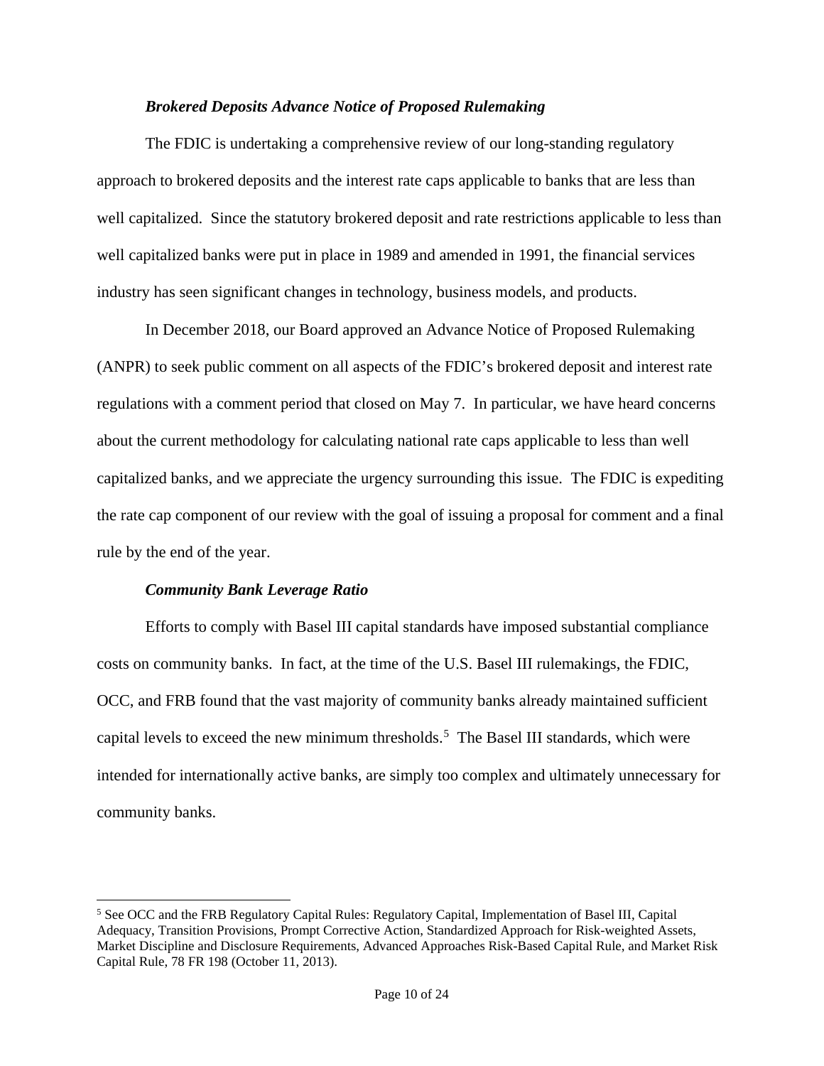***Brokered Deposits Advance Notice of Proposed Rulemaking***

The FDIC is undertaking a comprehensive review of our long-standing regulatory approach to brokered deposits and the interest rate caps applicable to banks that are less than well capitalized. Since the statutory brokered deposit and rate restrictions applicable to less than well capitalized banks were put in place in 1989 and amended in 1991, the financial services industry has seen significant changes in technology, business models, and products.

In December 2018, our Board approved an Advance Notice of Proposed Rulemaking (ANPR) to seek public comment on all aspects of the FDIC's brokered deposit and interest rate regulations with a comment period that closed on May 7. In particular, we have heard concerns about the current methodology for calculating national rate caps applicable to less than well capitalized banks, and we appreciate the urgency surrounding this issue. The FDIC is expediting the rate cap component of our review with the goal of issuing a proposal for comment and a final rule by the end of the year.

***Community Bank Leverage Ratio***

Efforts to comply with Basel III capital standards have imposed substantial compliance costs on community banks. In fact, at the time of the U.S. Basel III rulemakings, the FDIC, OCC, and FRB found that the vast majority of community banks already maintained sufficient capital levels to exceed the new minimum thresholds.[5] The Basel III standards, which were intended for internationally active banks, are simply too complex and ultimately unnecessary for community banks.

[5] See OCC and the FRB Regulatory Capital Rules: Regulatory Capital, Implementation of Basel III, Capital Adequacy, Transition Provisions, Prompt Corrective Action, Standardized Approach for Risk-weighted Assets, Market Discipline and Disclosure Requirements, Advanced Approaches Risk-Based Capital Rule, and Market Risk Capital Rule, 78 FR 198 (October 11, 2013).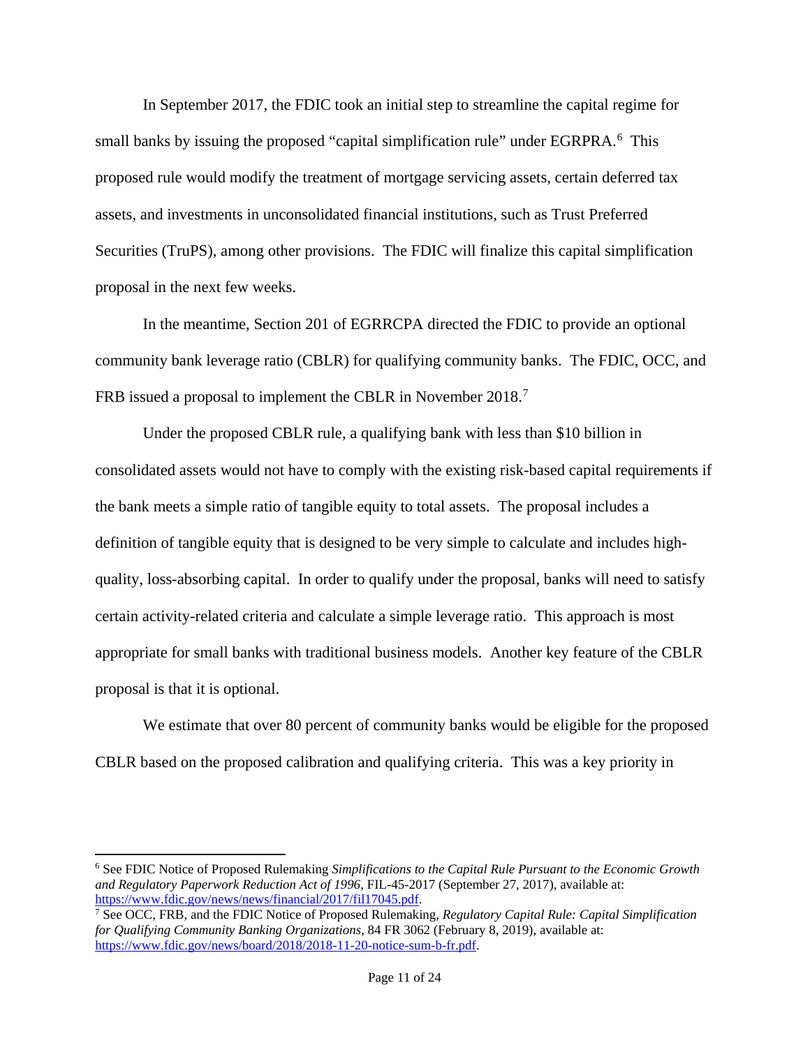In September 2017, the FDIC took an initial step to streamline the capital regime for small banks by issuing the proposed "capital simplification rule" under EGRPRA.[6] This proposed rule would modify the treatment of mortgage servicing assets, certain deferred tax assets, and investments in unconsolidated financial institutions, such as Trust Preferred Securities (TruPS), among other provisions. The FDIC will finalize this capital simplification proposal in the next few weeks.

In the meantime, Section 201 of EGRRCPA directed the FDIC to provide an optional community bank leverage ratio (CBLR) for qualifying community banks. The FDIC, OCC, and FRB issued a proposal to implement the CBLR in November 2018.[7]

Under the proposed CBLR rule, a qualifying bank with less than $10 billion in consolidated assets would not have to comply with the existing risk-based capital requirements if the bank meets a simple ratio of tangible equity to total assets. The proposal includes a definition of tangible equity that is designed to be very simple to calculate and includes high-quality, loss-absorbing capital. In order to qualify under the proposal, banks will need to satisfy certain activity-related criteria and calculate a simple leverage ratio. This approach is most appropriate for small banks with traditional business models. Another key feature of the CBLR proposal is that it is optional.

We estimate that over 80 percent of community banks would be eligible for the proposed CBLR based on the proposed calibration and qualifying criteria. This was a key priority in

---

[6] See FDIC Notice of Proposed Rulemaking *Simplifications to the Capital Rule Pursuant to the Economic Growth and Regulatory Paperwork Reduction Act of 1996*, FIL-45-2017 (September 27, 2017), available at: https://www.fdic.gov/news/news/financial/2017/fil17045.pdf.

[7] See OCC, FRB, and the FDIC Notice of Proposed Rulemaking, *Regulatory Capital Rule: Capital Simplification for Qualifying Community Banking Organizations*, 84 FR 3062 (February 8, 2019), available at: https://www.fdic.gov/news/board/2018/2018-11-20-notice-sum-b-fr.pdf.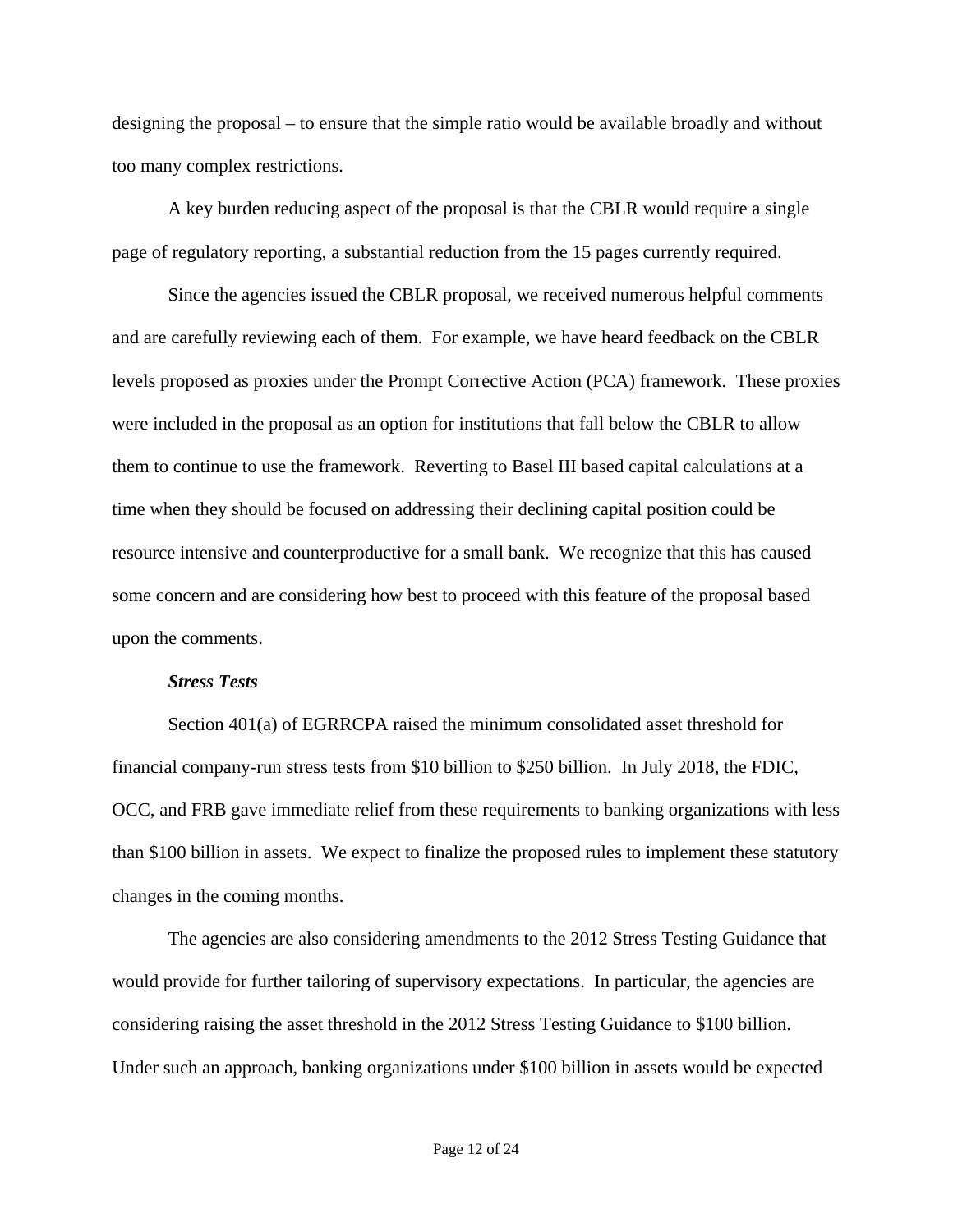designing the proposal – to ensure that the simple ratio would be available broadly and without too many complex restrictions.

A key burden reducing aspect of the proposal is that the CBLR would require a single page of regulatory reporting, a substantial reduction from the 15 pages currently required.

Since the agencies issued the CBLR proposal, we received numerous helpful comments and are carefully reviewing each of them. For example, we have heard feedback on the CBLR levels proposed as proxies under the Prompt Corrective Action (PCA) framework. These proxies were included in the proposal as an option for institutions that fall below the CBLR to allow them to continue to use the framework. Reverting to Basel III based capital calculations at a time when they should be focused on addressing their declining capital position could be resource intensive and counterproductive for a small bank. We recognize that this has caused some concern and are considering how best to proceed with this feature of the proposal based upon the comments.

***Stress Tests***

Section 401(a) of EGRRCPA raised the minimum consolidated asset threshold for financial company-run stress tests from $10 billion to $250 billion. In July 2018, the FDIC, OCC, and FRB gave immediate relief from these requirements to banking organizations with less than $100 billion in assets. We expect to finalize the proposed rules to implement these statutory changes in the coming months.

The agencies are also considering amendments to the 2012 Stress Testing Guidance that would provide for further tailoring of supervisory expectations. In particular, the agencies are considering raising the asset threshold in the 2012 Stress Testing Guidance to $100 billion. Under such an approach, banking organizations under $100 billion in assets would be expected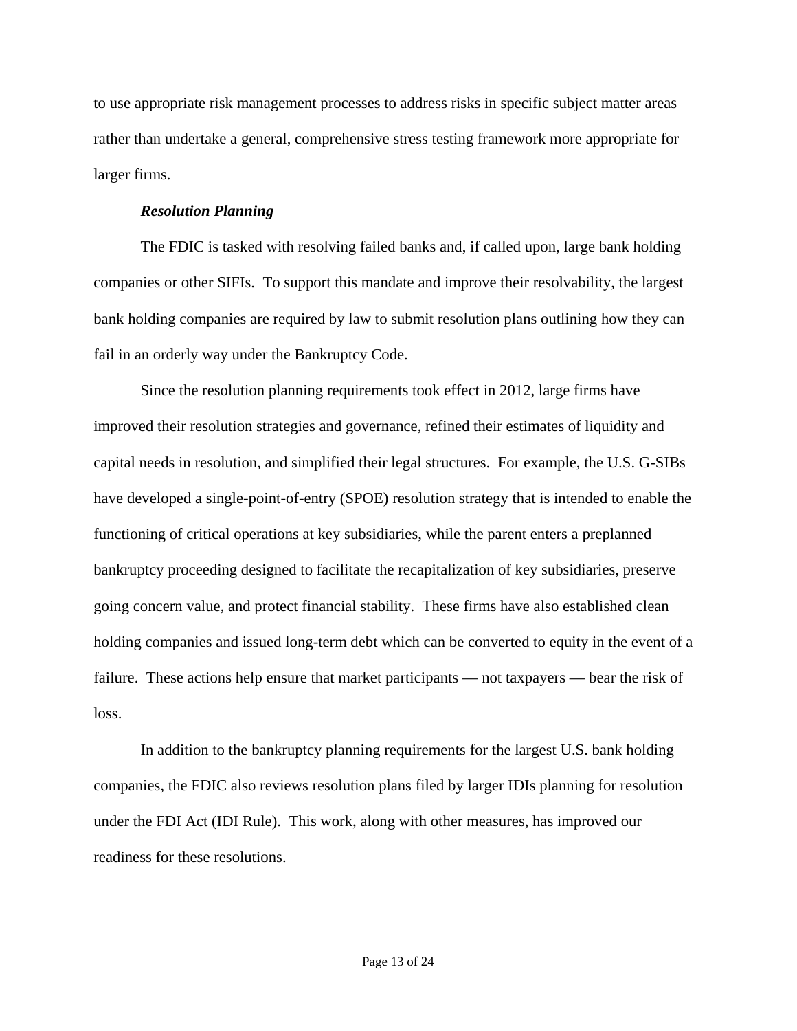to use appropriate risk management processes to address risks in specific subject matter areas rather than undertake a general, comprehensive stress testing framework more appropriate for larger firms.

***Resolution Planning***

The FDIC is tasked with resolving failed banks and, if called upon, large bank holding companies or other SIFIs. To support this mandate and improve their resolvability, the largest bank holding companies are required by law to submit resolution plans outlining how they can fail in an orderly way under the Bankruptcy Code.

Since the resolution planning requirements took effect in 2012, large firms have improved their resolution strategies and governance, refined their estimates of liquidity and capital needs in resolution, and simplified their legal structures. For example, the U.S. G-SIBs have developed a single-point-of-entry (SPOE) resolution strategy that is intended to enable the functioning of critical operations at key subsidiaries, while the parent enters a preplanned bankruptcy proceeding designed to facilitate the recapitalization of key subsidiaries, preserve going concern value, and protect financial stability. These firms have also established clean holding companies and issued long-term debt which can be converted to equity in the event of a failure. These actions help ensure that market participants — not taxpayers — bear the risk of loss.

In addition to the bankruptcy planning requirements for the largest U.S. bank holding companies, the FDIC also reviews resolution plans filed by larger IDIs planning for resolution under the FDI Act (IDI Rule). This work, along with other measures, has improved our readiness for these resolutions.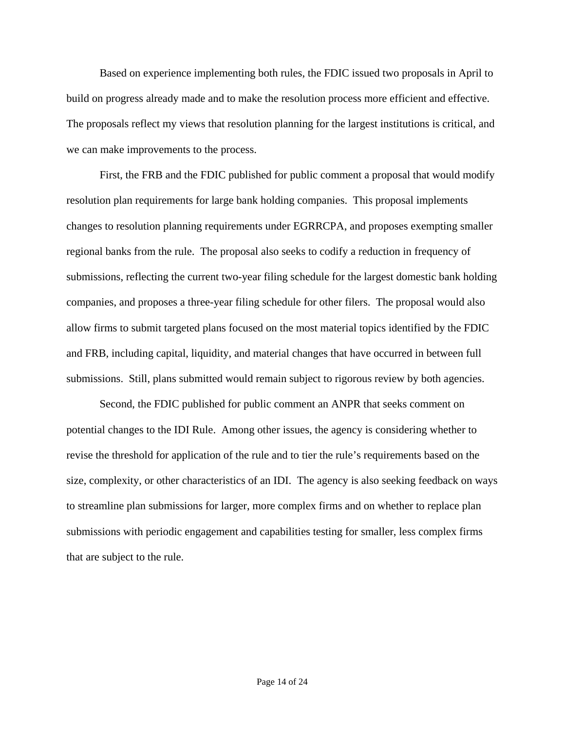Based on experience implementing both rules, the FDIC issued two proposals in April to build on progress already made and to make the resolution process more efficient and effective. The proposals reflect my views that resolution planning for the largest institutions is critical, and we can make improvements to the process.

First, the FRB and the FDIC published for public comment a proposal that would modify resolution plan requirements for large bank holding companies. This proposal implements changes to resolution planning requirements under EGRRCPA, and proposes exempting smaller regional banks from the rule. The proposal also seeks to codify a reduction in frequency of submissions, reflecting the current two-year filing schedule for the largest domestic bank holding companies, and proposes a three-year filing schedule for other filers. The proposal would also allow firms to submit targeted plans focused on the most material topics identified by the FDIC and FRB, including capital, liquidity, and material changes that have occurred in between full submissions. Still, plans submitted would remain subject to rigorous review by both agencies.

Second, the FDIC published for public comment an ANPR that seeks comment on potential changes to the IDI Rule. Among other issues, the agency is considering whether to revise the threshold for application of the rule and to tier the rule's requirements based on the size, complexity, or other characteristics of an IDI. The agency is also seeking feedback on ways to streamline plan submissions for larger, more complex firms and on whether to replace plan submissions with periodic engagement and capabilities testing for smaller, less complex firms that are subject to the rule.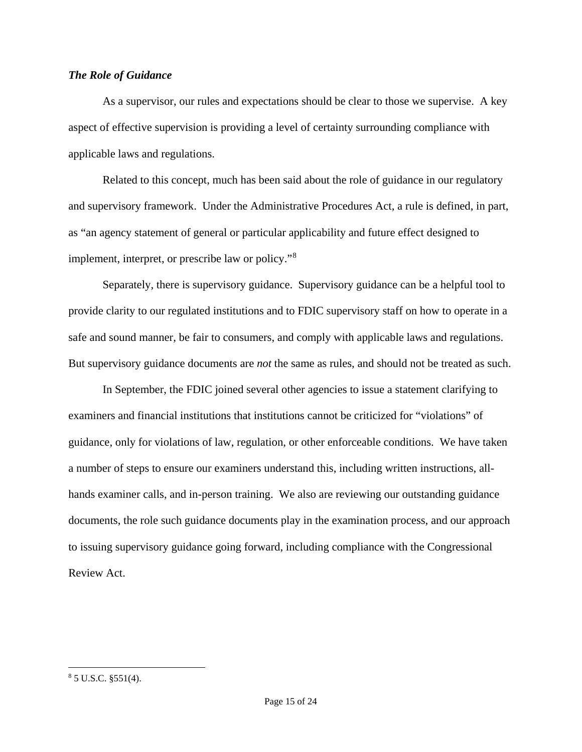***The Role of Guidance***

As a supervisor, our rules and expectations should be clear to those we supervise. A key aspect of effective supervision is providing a level of certainty surrounding compliance with applicable laws and regulations.

Related to this concept, much has been said about the role of guidance in our regulatory and supervisory framework. Under the Administrative Procedures Act, a rule is defined, in part, as "an agency statement of general or particular applicability and future effect designed to implement, interpret, or prescribe law or policy."[8]

Separately, there is supervisory guidance. Supervisory guidance can be a helpful tool to provide clarity to our regulated institutions and to FDIC supervisory staff on how to operate in a safe and sound manner, be fair to consumers, and comply with applicable laws and regulations. But supervisory guidance documents are *not* the same as rules, and should not be treated as such.

In September, the FDIC joined several other agencies to issue a statement clarifying to examiners and financial institutions that institutions cannot be criticized for "violations" of guidance, only for violations of law, regulation, or other enforceable conditions. We have taken a number of steps to ensure our examiners understand this, including written instructions, all-hands examiner calls, and in-person training. We also are reviewing our outstanding guidance documents, the role such guidance documents play in the examination process, and our approach to issuing supervisory guidance going forward, including compliance with the Congressional Review Act.

---

[8] 5 U.S.C. §551(4).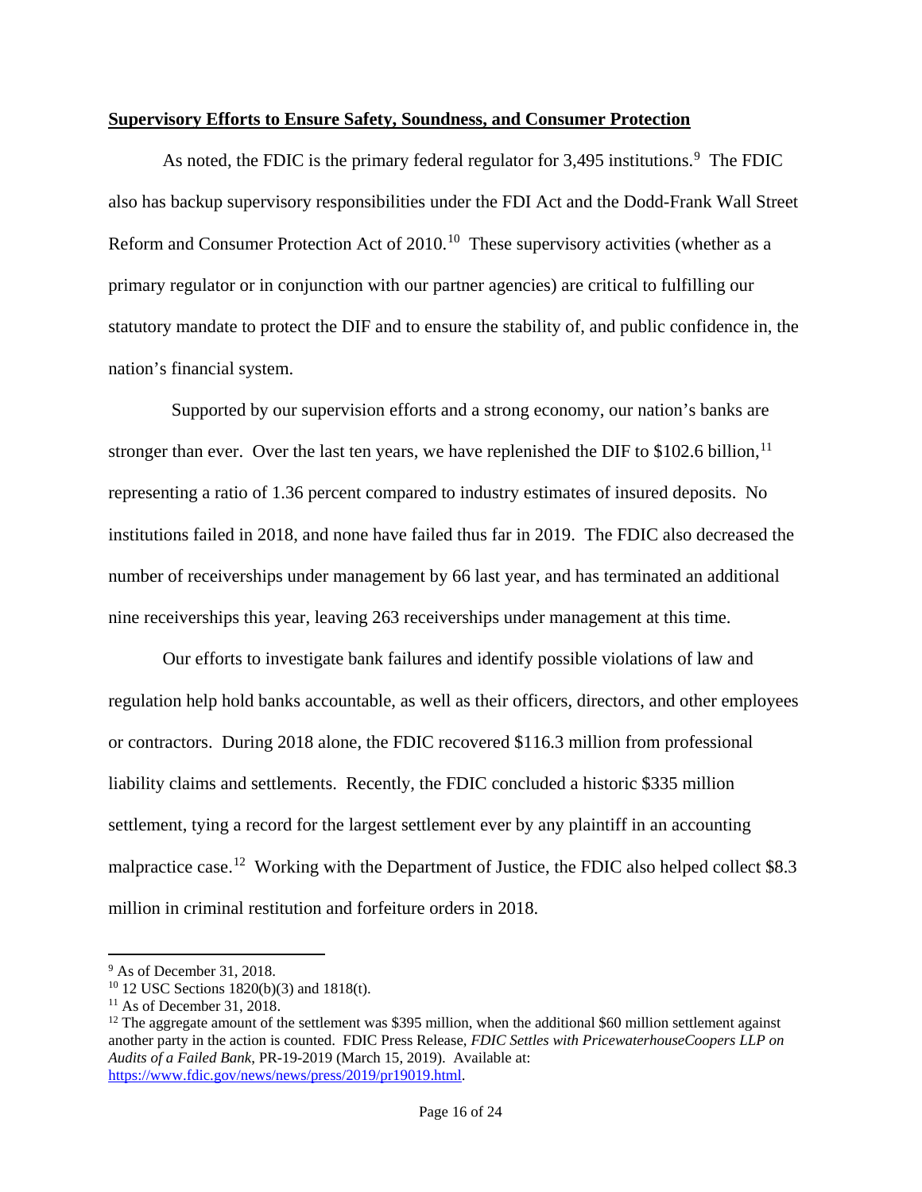**Supervisory Efforts to Ensure Safety, Soundness, and Consumer Protection**

As noted, the FDIC is the primary federal regulator for 3,495 institutions.[9] The FDIC also has backup supervisory responsibilities under the FDI Act and the Dodd-Frank Wall Street Reform and Consumer Protection Act of 2010.[10] These supervisory activities (whether as a primary regulator or in conjunction with our partner agencies) are critical to fulfilling our statutory mandate to protect the DIF and to ensure the stability of, and public confidence in, the nation's financial system.

Supported by our supervision efforts and a strong economy, our nation's banks are stronger than ever. Over the last ten years, we have replenished the DIF to $102.6 billion,[11] representing a ratio of 1.36 percent compared to industry estimates of insured deposits. No institutions failed in 2018, and none have failed thus far in 2019. The FDIC also decreased the number of receiverships under management by 66 last year, and has terminated an additional nine receiverships this year, leaving 263 receiverships under management at this time.

Our efforts to investigate bank failures and identify possible violations of law and regulation help hold banks accountable, as well as their officers, directors, and other employees or contractors. During 2018 alone, the FDIC recovered $116.3 million from professional liability claims and settlements. Recently, the FDIC concluded a historic $335 million settlement, tying a record for the largest settlement ever by any plaintiff in an accounting malpractice case.[12] Working with the Department of Justice, the FDIC also helped collect $8.3 million in criminal restitution and forfeiture orders in 2018.

---

[9] As of December 31, 2018.

[10] 12 USC Sections 1820(b)(3) and 1818(t).

[11] As of December 31, 2018.

[12] The aggregate amount of the settlement was $395 million, when the additional $60 million settlement against another party in the action is counted. FDIC Press Release, *FDIC Settles with PricewaterhouseCoopers LLP on Audits of a Failed Bank*, PR-19-2019 (March 15, 2019). Available at: https://www.fdic.gov/news/news/press/2019/pr19019.html.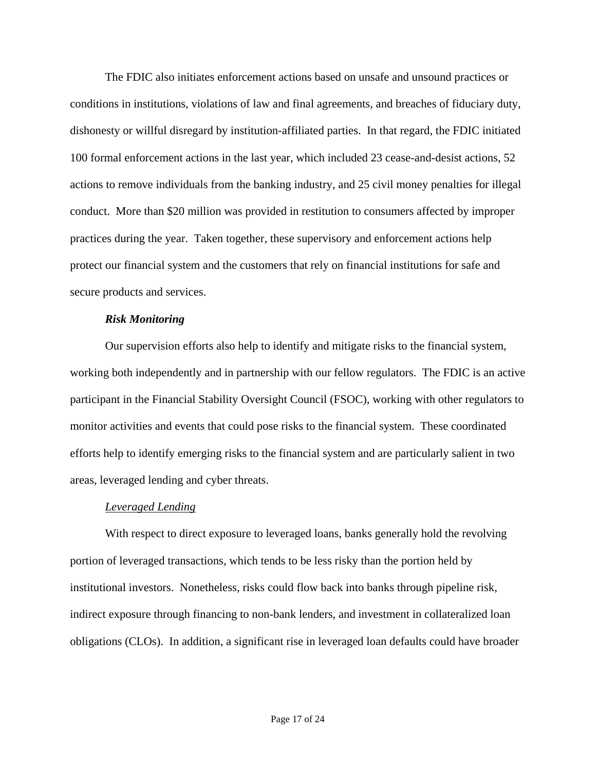The FDIC also initiates enforcement actions based on unsafe and unsound practices or conditions in institutions, violations of law and final agreements, and breaches of fiduciary duty, dishonesty or willful disregard by institution-affiliated parties. In that regard, the FDIC initiated 100 formal enforcement actions in the last year, which included 23 cease-and-desist actions, 52 actions to remove individuals from the banking industry, and 25 civil money penalties for illegal conduct. More than $20 million was provided in restitution to consumers affected by improper practices during the year. Taken together, these supervisory and enforcement actions help protect our financial system and the customers that rely on financial institutions for safe and secure products and services.

***Risk Monitoring***

Our supervision efforts also help to identify and mitigate risks to the financial system, working both independently and in partnership with our fellow regulators. The FDIC is an active participant in the Financial Stability Oversight Council (FSOC), working with other regulators to monitor activities and events that could pose risks to the financial system. These coordinated efforts help to identify emerging risks to the financial system and are particularly salient in two areas, leveraged lending and cyber threats.

*Leveraged Lending*

With respect to direct exposure to leveraged loans, banks generally hold the revolving portion of leveraged transactions, which tends to be less risky than the portion held by institutional investors. Nonetheless, risks could flow back into banks through pipeline risk, indirect exposure through financing to non-bank lenders, and investment in collateralized loan obligations (CLOs). In addition, a significant rise in leveraged loan defaults could have broader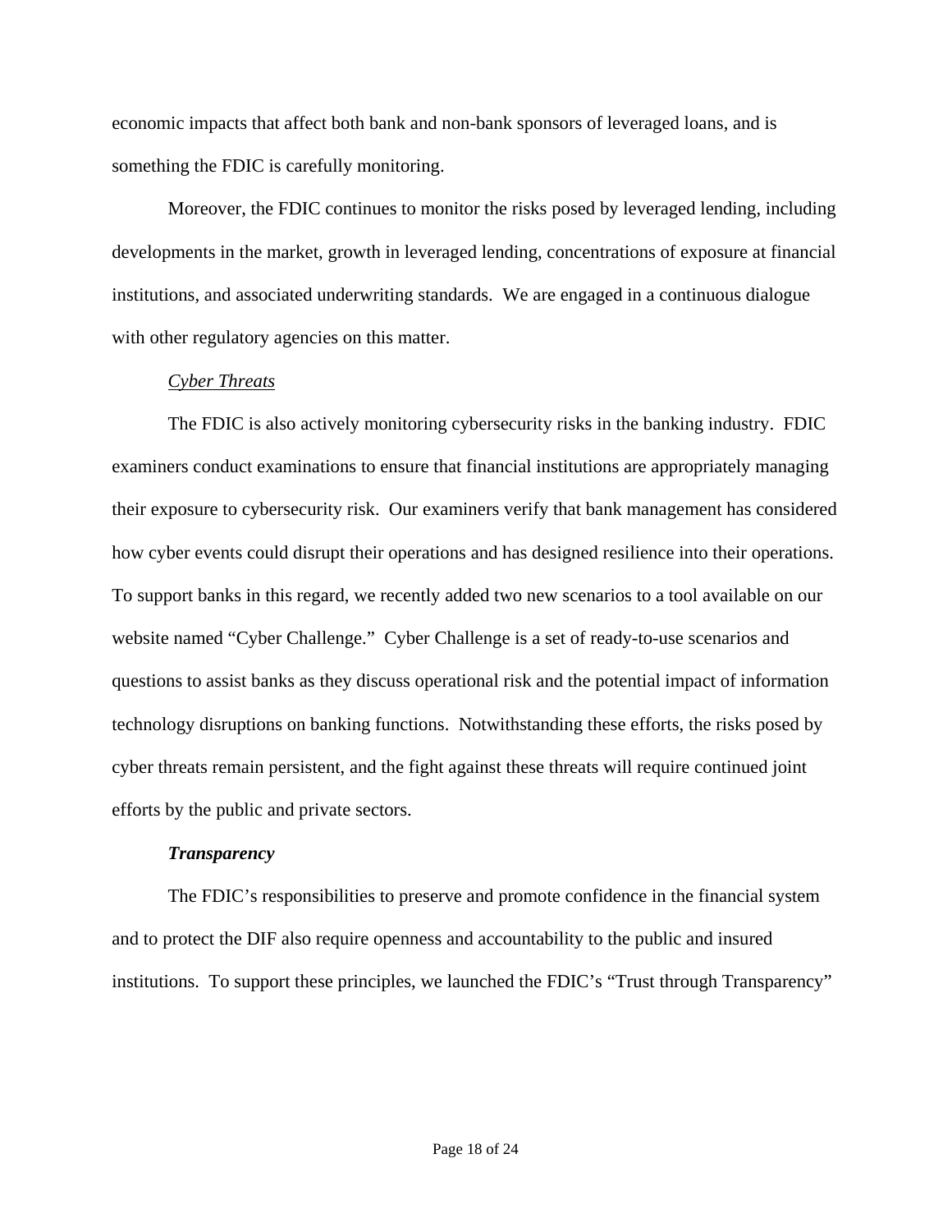economic impacts that affect both bank and non-bank sponsors of leveraged loans, and is something the FDIC is carefully monitoring.

Moreover, the FDIC continues to monitor the risks posed by leveraged lending, including developments in the market, growth in leveraged lending, concentrations of exposure at financial institutions, and associated underwriting standards. We are engaged in a continuous dialogue with other regulatory agencies on this matter.

*Cyber Threats*

The FDIC is also actively monitoring cybersecurity risks in the banking industry. FDIC examiners conduct examinations to ensure that financial institutions are appropriately managing their exposure to cybersecurity risk. Our examiners verify that bank management has considered how cyber events could disrupt their operations and has designed resilience into their operations. To support banks in this regard, we recently added two new scenarios to a tool available on our website named "Cyber Challenge." Cyber Challenge is a set of ready-to-use scenarios and questions to assist banks as they discuss operational risk and the potential impact of information technology disruptions on banking functions. Notwithstanding these efforts, the risks posed by cyber threats remain persistent, and the fight against these threats will require continued joint efforts by the public and private sectors.

***Transparency***

The FDIC's responsibilities to preserve and promote confidence in the financial system and to protect the DIF also require openness and accountability to the public and insured institutions. To support these principles, we launched the FDIC's "Trust through Transparency"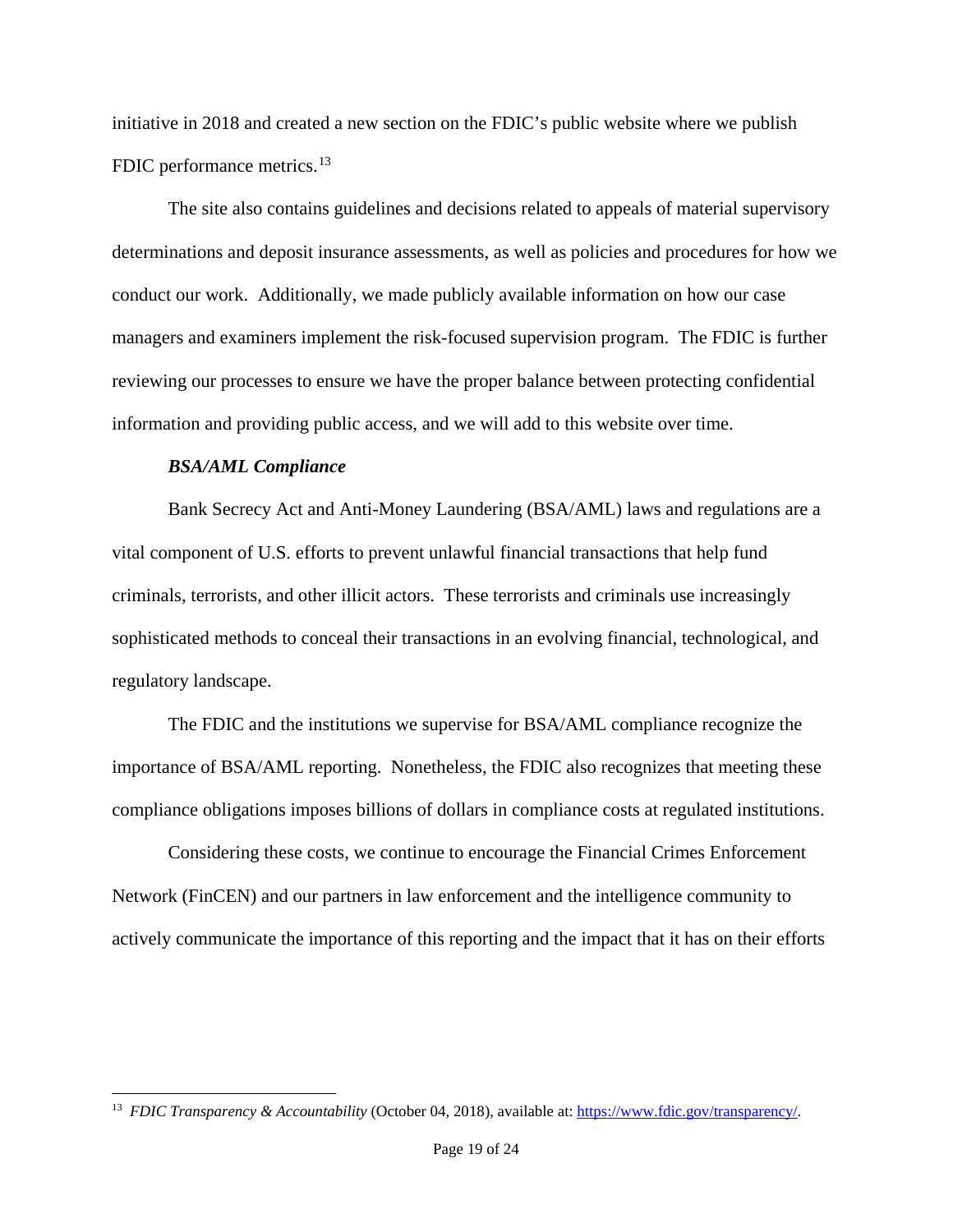initiative in 2018 and created a new section on the FDIC's public website where we publish FDIC performance metrics.[13]

The site also contains guidelines and decisions related to appeals of material supervisory determinations and deposit insurance assessments, as well as policies and procedures for how we conduct our work. Additionally, we made publicly available information on how our case managers and examiners implement the risk-focused supervision program. The FDIC is further reviewing our processes to ensure we have the proper balance between protecting confidential information and providing public access, and we will add to this website over time.

***BSA/AML Compliance***

Bank Secrecy Act and Anti-Money Laundering (BSA/AML) laws and regulations are a vital component of U.S. efforts to prevent unlawful financial transactions that help fund criminals, terrorists, and other illicit actors. These terrorists and criminals use increasingly sophisticated methods to conceal their transactions in an evolving financial, technological, and regulatory landscape.

The FDIC and the institutions we supervise for BSA/AML compliance recognize the importance of BSA/AML reporting. Nonetheless, the FDIC also recognizes that meeting these compliance obligations imposes billions of dollars in compliance costs at regulated institutions.

Considering these costs, we continue to encourage the Financial Crimes Enforcement Network (FinCEN) and our partners in law enforcement and the intelligence community to actively communicate the importance of this reporting and the impact that it has on their efforts

---

[13] *FDIC Transparency & Accountability* (October 04, 2018), available at: https://www.fdic.gov/transparency/.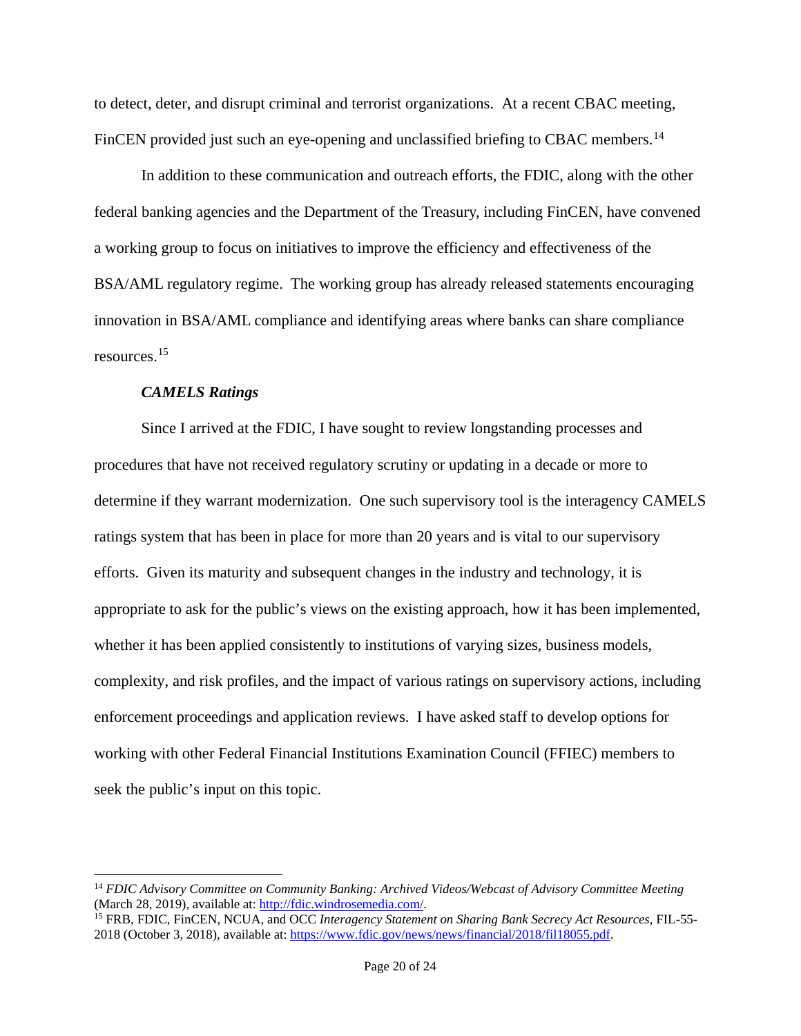to detect, deter, and disrupt criminal and terrorist organizations. At a recent CBAC meeting, FinCEN provided just such an eye-opening and unclassified briefing to CBAC members.[14]

In addition to these communication and outreach efforts, the FDIC, along with the other federal banking agencies and the Department of the Treasury, including FinCEN, have convened a working group to focus on initiatives to improve the efficiency and effectiveness of the BSA/AML regulatory regime. The working group has already released statements encouraging innovation in BSA/AML compliance and identifying areas where banks can share compliance resources.[15]

***CAMELS Ratings***

Since I arrived at the FDIC, I have sought to review longstanding processes and procedures that have not received regulatory scrutiny or updating in a decade or more to determine if they warrant modernization. One such supervisory tool is the interagency CAMELS ratings system that has been in place for more than 20 years and is vital to our supervisory efforts. Given its maturity and subsequent changes in the industry and technology, it is appropriate to ask for the public's views on the existing approach, how it has been implemented, whether it has been applied consistently to institutions of varying sizes, business models, complexity, and risk profiles, and the impact of various ratings on supervisory actions, including enforcement proceedings and application reviews. I have asked staff to develop options for working with other Federal Financial Institutions Examination Council (FFIEC) members to seek the public's input on this topic.

---

[14] *FDIC Advisory Committee on Community Banking: Archived Videos/Webcast of Advisory Committee Meeting* (March 28, 2019), available at: http://fdic.windrosemedia.com/.

[15] FRB, FDIC, FinCEN, NCUA, and OCC *Interagency Statement on Sharing Bank Secrecy Act Resources*, FIL-55-2018 (October 3, 2018), available at: https://www.fdic.gov/news/news/financial/2018/fil18055.pdf.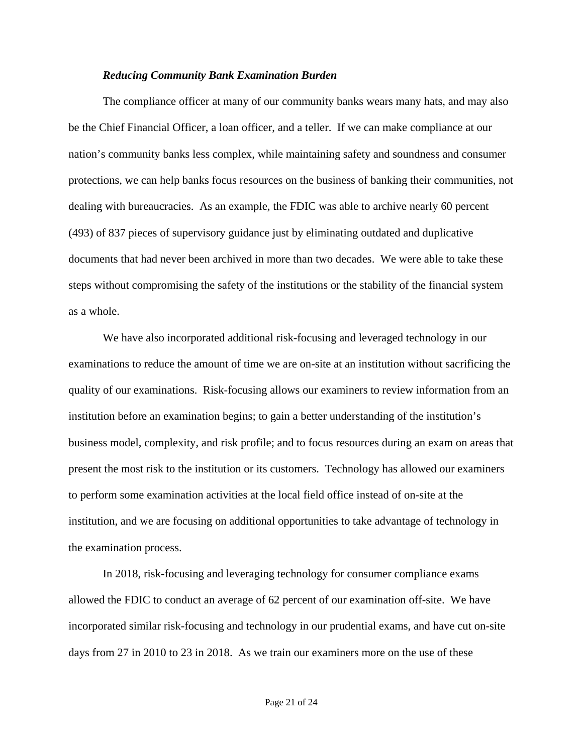***Reducing Community Bank Examination Burden***

The compliance officer at many of our community banks wears many hats, and may also be the Chief Financial Officer, a loan officer, and a teller. If we can make compliance at our nation's community banks less complex, while maintaining safety and soundness and consumer protections, we can help banks focus resources on the business of banking their communities, not dealing with bureaucracies. As an example, the FDIC was able to archive nearly 60 percent (493) of 837 pieces of supervisory guidance just by eliminating outdated and duplicative documents that had never been archived in more than two decades. We were able to take these steps without compromising the safety of the institutions or the stability of the financial system as a whole.

We have also incorporated additional risk-focusing and leveraged technology in our examinations to reduce the amount of time we are on-site at an institution without sacrificing the quality of our examinations. Risk-focusing allows our examiners to review information from an institution before an examination begins; to gain a better understanding of the institution's business model, complexity, and risk profile; and to focus resources during an exam on areas that present the most risk to the institution or its customers. Technology has allowed our examiners to perform some examination activities at the local field office instead of on-site at the institution, and we are focusing on additional opportunities to take advantage of technology in the examination process.

In 2018, risk-focusing and leveraging technology for consumer compliance exams allowed the FDIC to conduct an average of 62 percent of our examination off-site. We have incorporated similar risk-focusing and technology in our prudential exams, and have cut on-site days from 27 in 2010 to 23 in 2018. As we train our examiners more on the use of these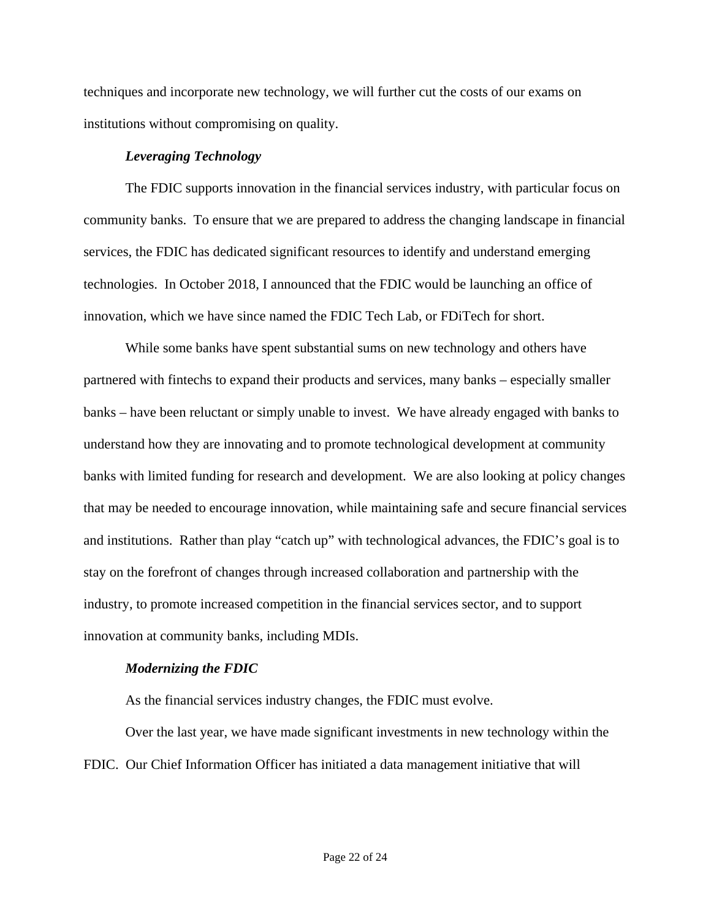techniques and incorporate new technology, we will further cut the costs of our exams on institutions without compromising on quality.

***Leveraging Technology***

The FDIC supports innovation in the financial services industry, with particular focus on community banks. To ensure that we are prepared to address the changing landscape in financial services, the FDIC has dedicated significant resources to identify and understand emerging technologies. In October 2018, I announced that the FDIC would be launching an office of innovation, which we have since named the FDIC Tech Lab, or FDiTech for short.

While some banks have spent substantial sums on new technology and others have partnered with fintechs to expand their products and services, many banks – especially smaller banks – have been reluctant or simply unable to invest. We have already engaged with banks to understand how they are innovating and to promote technological development at community banks with limited funding for research and development. We are also looking at policy changes that may be needed to encourage innovation, while maintaining safe and secure financial services and institutions. Rather than play "catch up" with technological advances, the FDIC's goal is to stay on the forefront of changes through increased collaboration and partnership with the industry, to promote increased competition in the financial services sector, and to support innovation at community banks, including MDIs.

***Modernizing the FDIC***

As the financial services industry changes, the FDIC must evolve.

Over the last year, we have made significant investments in new technology within the FDIC. Our Chief Information Officer has initiated a data management initiative that will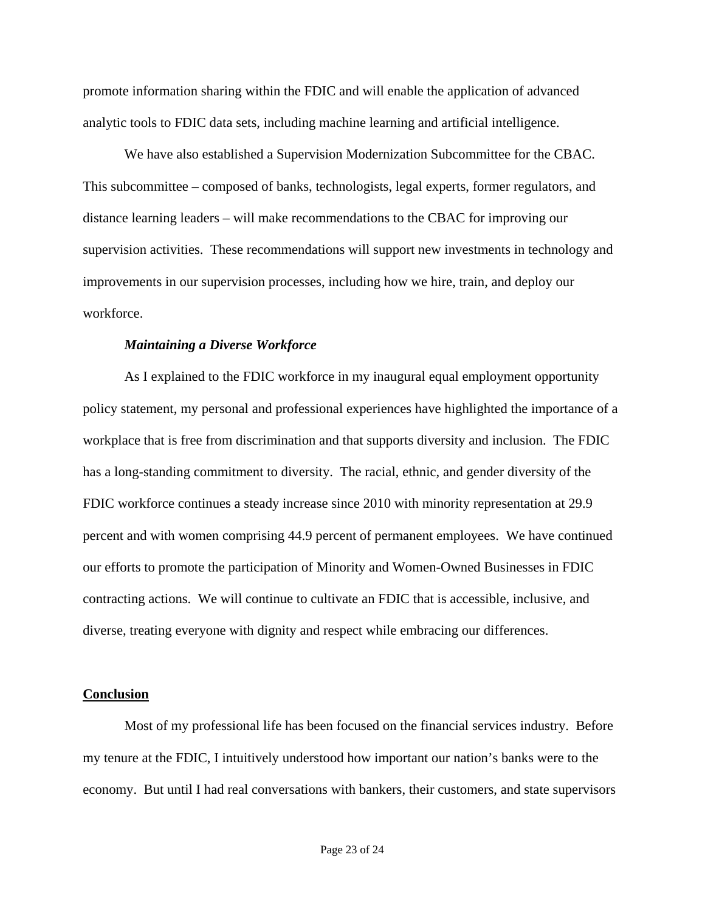promote information sharing within the FDIC and will enable the application of advanced analytic tools to FDIC data sets, including machine learning and artificial intelligence.

We have also established a Supervision Modernization Subcommittee for the CBAC. This subcommittee – composed of banks, technologists, legal experts, former regulators, and distance learning leaders – will make recommendations to the CBAC for improving our supervision activities. These recommendations will support new investments in technology and improvements in our supervision processes, including how we hire, train, and deploy our workforce.

***Maintaining a Diverse Workforce***

As I explained to the FDIC workforce in my inaugural equal employment opportunity policy statement, my personal and professional experiences have highlighted the importance of a workplace that is free from discrimination and that supports diversity and inclusion. The FDIC has a long-standing commitment to diversity. The racial, ethnic, and gender diversity of the FDIC workforce continues a steady increase since 2010 with minority representation at 29.9 percent and with women comprising 44.9 percent of permanent employees. We have continued our efforts to promote the participation of Minority and Women-Owned Businesses in FDIC contracting actions. We will continue to cultivate an FDIC that is accessible, inclusive, and diverse, treating everyone with dignity and respect while embracing our differences.

## Conclusion

Most of my professional life has been focused on the financial services industry. Before my tenure at the FDIC, I intuitively understood how important our nation's banks were to the economy. But until I had real conversations with bankers, their customers, and state supervisors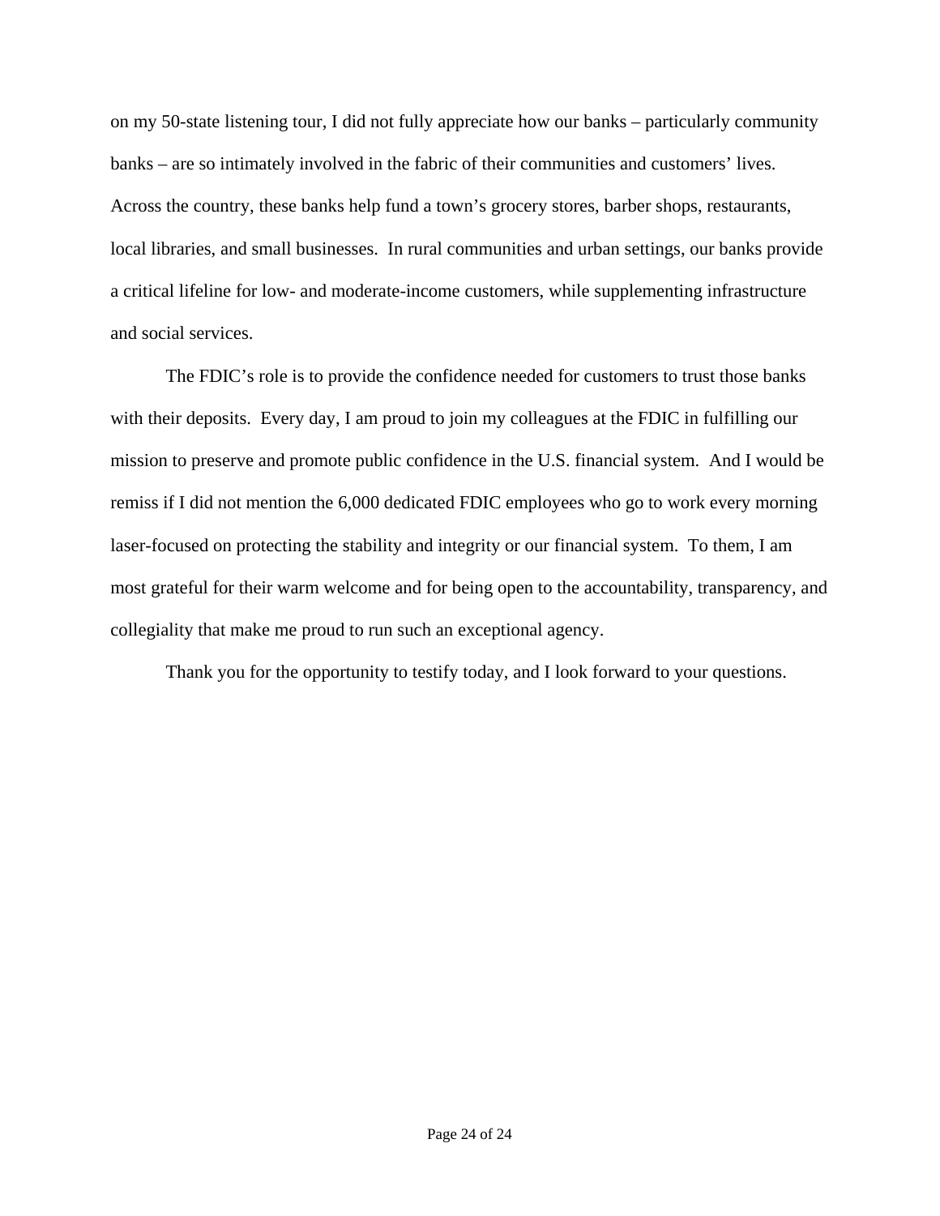on my 50-state listening tour, I did not fully appreciate how our banks – particularly community banks – are so intimately involved in the fabric of their communities and customers' lives. Across the country, these banks help fund a town's grocery stores, barber shops, restaurants, local libraries, and small businesses. In rural communities and urban settings, our banks provide a critical lifeline for low- and moderate-income customers, while supplementing infrastructure and social services.

The FDIC's role is to provide the confidence needed for customers to trust those banks with their deposits. Every day, I am proud to join my colleagues at the FDIC in fulfilling our mission to preserve and promote public confidence in the U.S. financial system. And I would be remiss if I did not mention the 6,000 dedicated FDIC employees who go to work every morning laser-focused on protecting the stability and integrity or our financial system. To them, I am most grateful for their warm welcome and for being open to the accountability, transparency, and collegiality that make me proud to run such an exceptional agency.

Thank you for the opportunity to testify today, and I look forward to your questions.